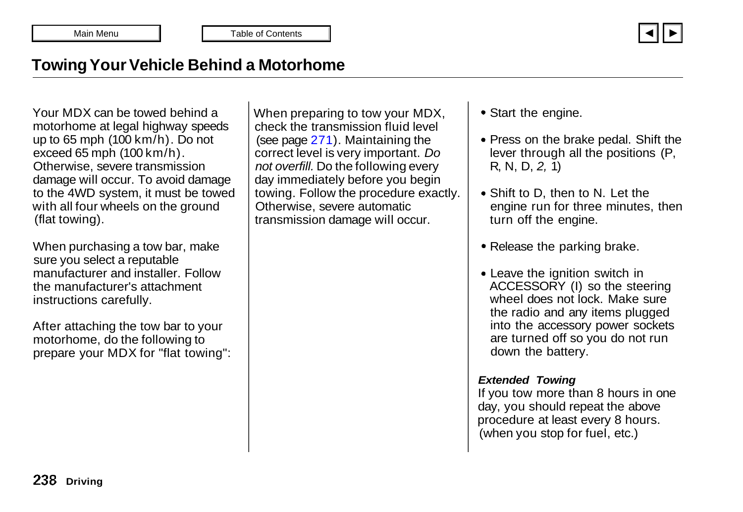# Towing Your Vehicle Behind a Motorhome

Your MDX can be towed behind a motorhome at legal highway speeds up to 65 mph (100 km/h). Do not exceed 65 mph (100 km/h). Otherwise, severe transmission damage will occur. To avoid damage to the 4WD system, it must be towed with all four wheels on the ground (flat towing).

When purchasing a tow bar, make sure you select a reputable manufacturer and installer. Follow the manufacturer's attachment instructions carefully.

After attaching the tow bar to your motorhome, do the following to prepare your MDX for "flat towing":

When preparing to tow your MDX, check the transmission fluid level (see page 271). Maintaining the correct level is very important. *Do not overfill.* Do the following every day immediately before you begin towing. Follow the procedure exactly. Otherwise, severe automatic transmission damage will occur.

- Start the engine.
- Press on the brake pedal. Shift the lever through all the positions (P, R, N, D, *2,* 1)
- Shift to D, then to N. Let the engine run for three minutes, then turn off the engine.
- Release the parking brake.
- Leave the ignition switch in ACCESSORY (I) so the steering wheel does not lock. Make sure the radio and any items plugged into the accessory power sockets are turned off so you do not run down the battery.

***Extended Towing***

If you tow more than 8 hours in one day, you should repeat the above procedure at least every 8 hours. (when you stop for fuel, etc.)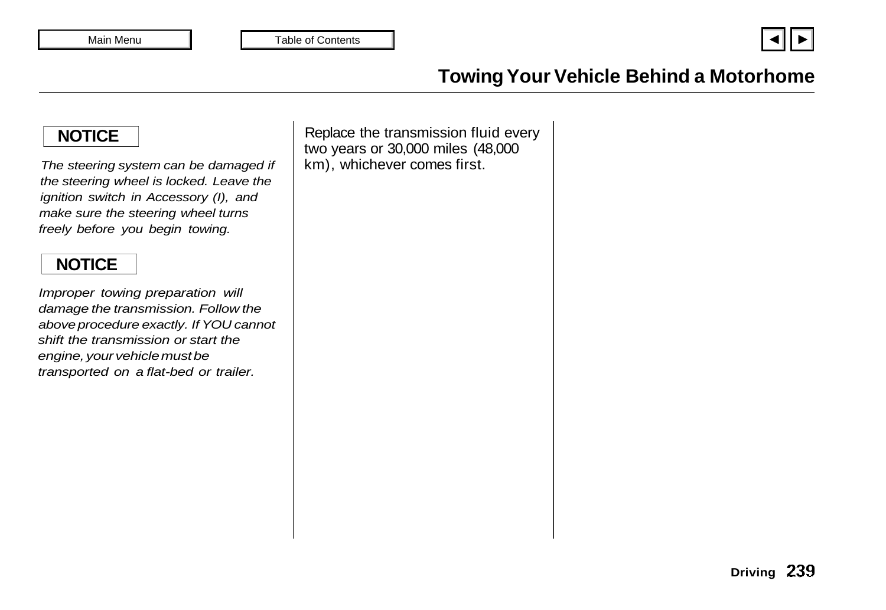# Towing Your Vehicle Behind a Motorhome

**NOTICE**

*The steering system can be damaged if the steering wheel is locked. Leave the ignition switch in Accessory (I), and make sure the steering wheel turns freely before you begin towing.*

**NOTICE**

*Improper towing preparation will damage the transmission. Follow the above procedure exactly. If YOU cannot shift the transmission or start the engine, your vehicle must be transported on a flat-bed or trailer.*

Replace the transmission fluid every two years or 30,000 miles (48,000 km), whichever comes first.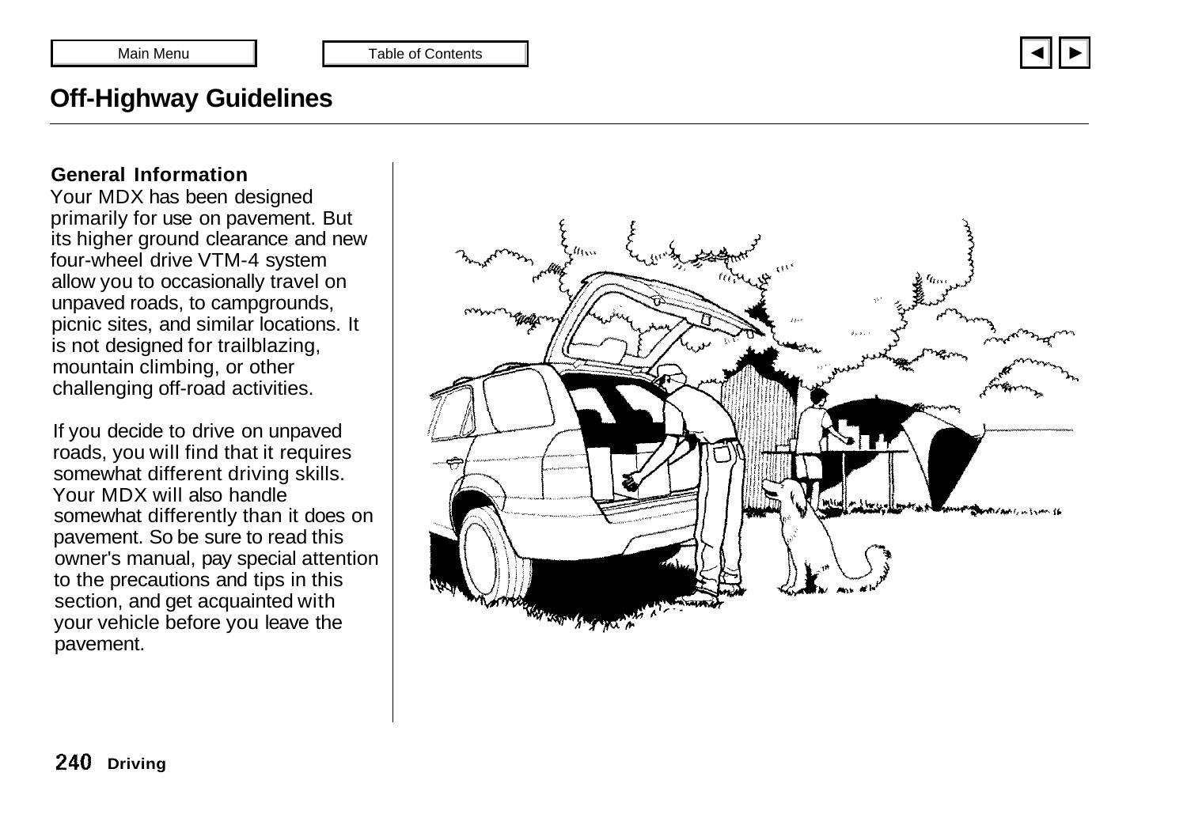# Off-Highway Guidelines

### General Information

Your MDX has been designed primarily for use on pavement. But its higher ground clearance and new four-wheel drive VTM-4 system allow you to occasionally travel on unpaved roads, to campgrounds, picnic sites, and similar locations. It is not designed for trailblazing, mountain climbing, or other challenging off-road activities.

If you decide to drive on unpaved roads, you will find that it requires somewhat different driving skills. Your MDX will also handle somewhat differently than it does on pavement. So be sure to read this owner's manual, pay special attention to the precautions and tips in this section, and get acquainted with your vehicle before you leave the pavement.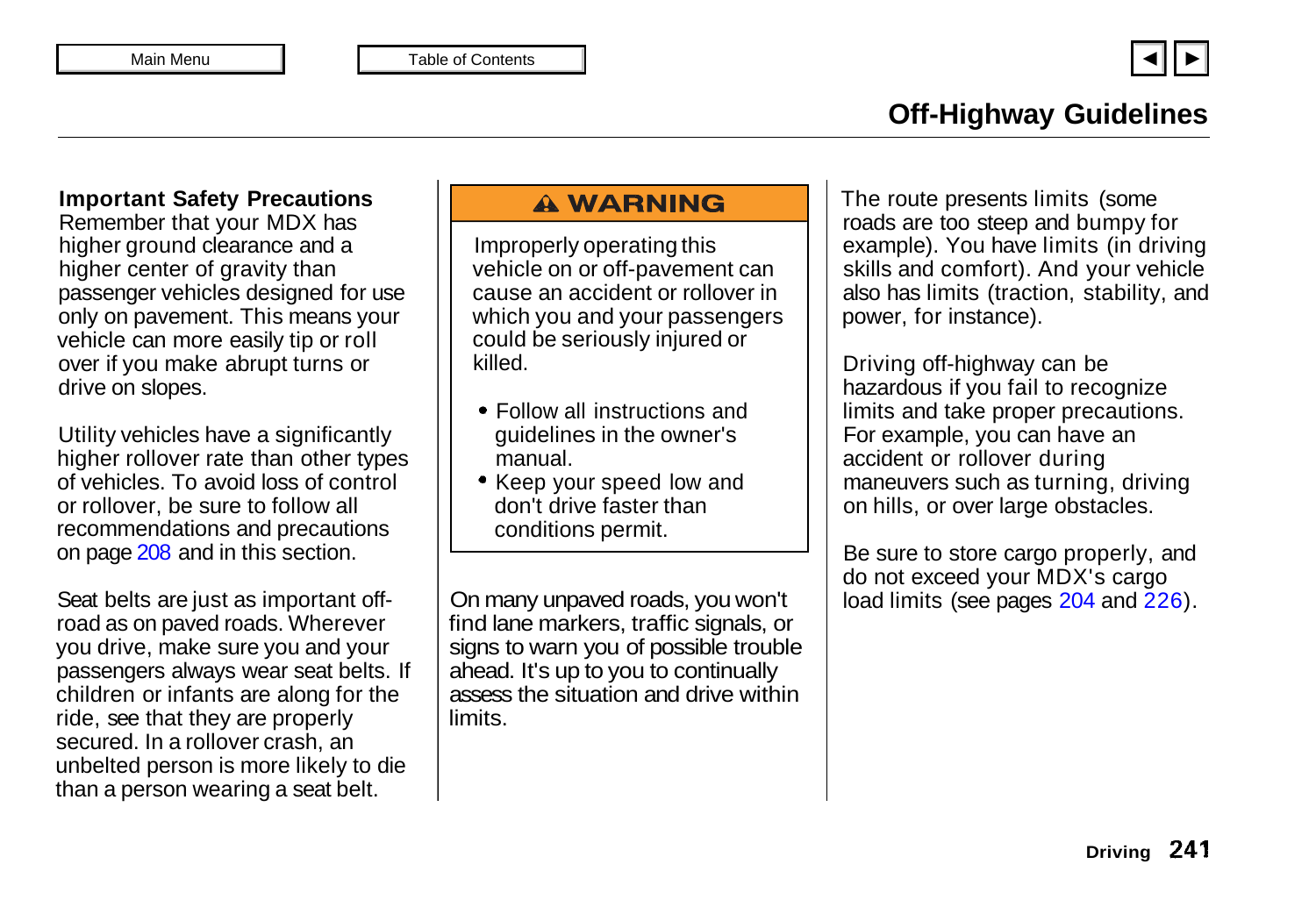# Off-Highway Guidelines

**Important Safety Precautions**
Remember that your MDX has higher ground clearance and a higher center of gravity than passenger vehicles designed for use only on pavement. This means your vehicle can more easily tip or roll over if you make abrupt turns or drive on slopes.

Utility vehicles have a significantly higher rollover rate than other types of vehicles. To avoid loss of control or rollover, be sure to follow all recommendations and precautions on page 208 and in this section.

Seat belts are just as important off-road as on paved roads. Wherever you drive, make sure you and your passengers always wear seat belts. If children or infants are along for the ride, see that they are properly secured. In a rollover crash, an unbelted person is more likely to die than a person wearing a seat belt.

> **⚠ WARNING**
>
> Improperly operating this vehicle on or off-pavement can cause an accident or rollover in which you and your passengers could be seriously injured or killed.
>
> - Follow all instructions and guidelines in the owner's manual.
> - Keep your speed low and don't drive faster than conditions permit.

On many unpaved roads, you won't find lane markers, traffic signals, or signs to warn you of possible trouble ahead. It's up to you to continually assess the situation and drive within limits.

The route presents limits (some roads are too steep and bumpy for example). You have limits (in driving skills and comfort). And your vehicle also has limits (traction, stability, and power, for instance).

Driving off-highway can be hazardous if you fail to recognize limits and take proper precautions. For example, you can have an accident or rollover during maneuvers such as turning, driving on hills, or over large obstacles.

Be sure to store cargo properly, and do not exceed your MDX's cargo load limits (see pages 204 and 226).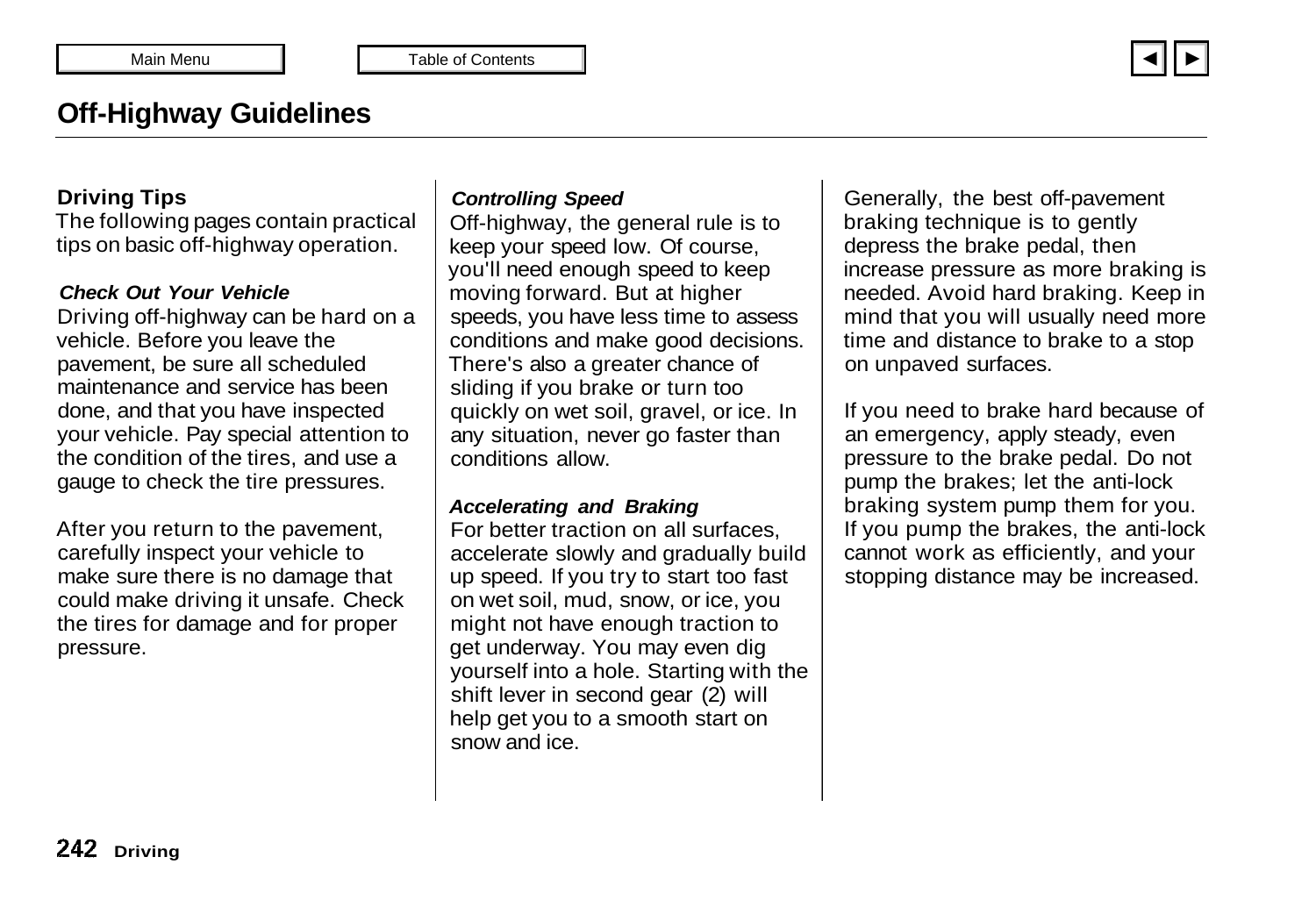# Off-Highway Guidelines

## Driving Tips

The following pages contain practical tips on basic off-highway operation.

### *Check Out Your Vehicle*

Driving off-highway can be hard on a vehicle. Before you leave the pavement, be sure all scheduled maintenance and service has been done, and that you have inspected your vehicle. Pay special attention to the condition of the tires, and use a gauge to check the tire pressures.

After you return to the pavement, carefully inspect your vehicle to make sure there is no damage that could make driving it unsafe. Check the tires for damage and for proper pressure.

### *Controlling Speed*

Off-highway, the general rule is to keep your speed low. Of course, you'll need enough speed to keep moving forward. But at higher speeds, you have less time to assess conditions and make good decisions. There's also a greater chance of sliding if you brake or turn too quickly on wet soil, gravel, or ice. In any situation, never go faster than conditions allow.

### *Accelerating and Braking*

For better traction on all surfaces, accelerate slowly and gradually build up speed. If you try to start too fast on wet soil, mud, snow, or ice, you might not have enough traction to get underway. You may even dig yourself into a hole. Starting with the shift lever in second gear (2) will help get you to a smooth start on snow and ice.

Generally, the best off-pavement braking technique is to gently depress the brake pedal, then increase pressure as more braking is needed. Avoid hard braking. Keep in mind that you will usually need more time and distance to brake to a stop on unpaved surfaces.

If you need to brake hard because of an emergency, apply steady, even pressure to the brake pedal. Do not pump the brakes; let the anti-lock braking system pump them for you. If you pump the brakes, the anti-lock cannot work as efficiently, and your stopping distance may be increased.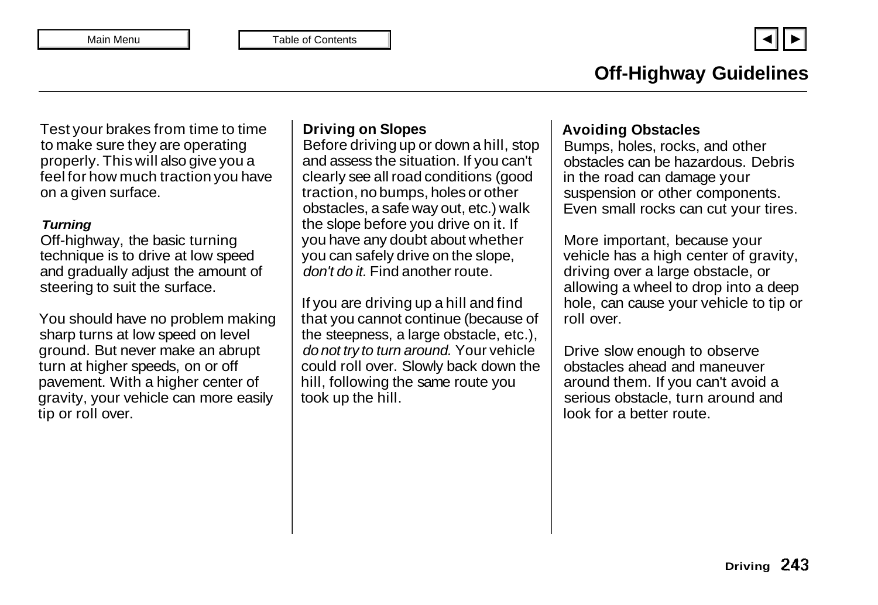# Off-Highway Guidelines

Test your brakes from time to time to make sure they are operating properly. This will also give you a feel for how much traction you have on a given surface.

***Turning***

Off-highway, the basic turning technique is to drive at low speed and gradually adjust the amount of steering to suit the surface.

You should have no problem making sharp turns at low speed on level ground. But never make an abrupt turn at higher speeds, on or off pavement. With a higher center of gravity, your vehicle can more easily tip or roll over.

**Driving on Slopes**

Before driving up or down a hill, stop and assess the situation. If you can't clearly see all road conditions (good traction, no bumps, holes or other obstacles, a safe way out, etc.) walk the slope before you drive on it. If you have any doubt about whether you can safely drive on the slope, *don't do it.* Find another route.

If you are driving up a hill and find that you cannot continue (because of the steepness, a large obstacle, etc.), *do not try to turn around.* Your vehicle could roll over. Slowly back down the hill, following the same route you took up the hill.

**Avoiding Obstacles**

Bumps, holes, rocks, and other obstacles can be hazardous. Debris in the road can damage your suspension or other components. Even small rocks can cut your tires.

More important, because your vehicle has a high center of gravity, driving over a large obstacle, or allowing a wheel to drop into a deep hole, can cause your vehicle to tip or roll over.

Drive slow enough to observe obstacles ahead and maneuver around them. If you can't avoid a serious obstacle, turn around and look for a better route.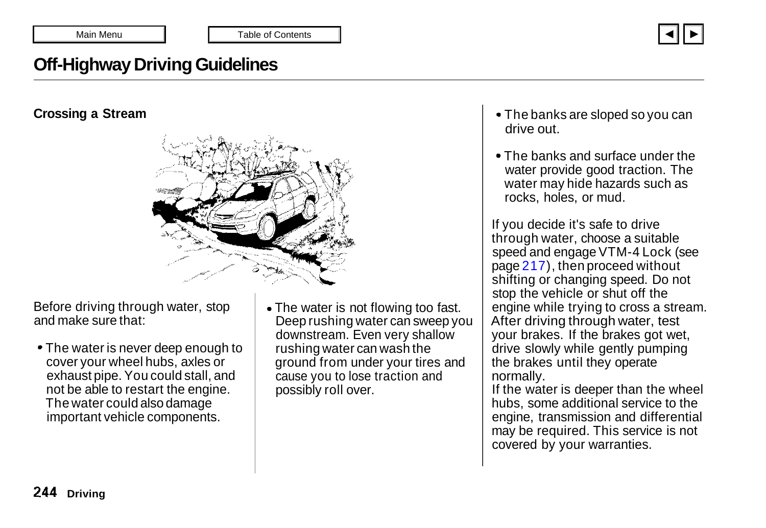# Off-Highway Driving Guidelines

## Crossing a Stream

Before driving through water, stop and make sure that:

- The water is never deep enough to cover your wheel hubs, axles or exhaust pipe. You could stall, and not be able to restart the engine. The water could also damage important vehicle components.
- The water is not flowing too fast. Deep rushing water can sweep you downstream. Even very shallow rushing water can wash the ground from under your tires and cause you to lose traction and possibly roll over.
- The banks are sloped so you can drive out.
- The banks and surface under the water provide good traction. The water may hide hazards such as rocks, holes, or mud.

If you decide it's safe to drive through water, choose a suitable speed and engage VTM-4 Lock (see page 217), then proceed without shifting or changing speed. Do not stop the vehicle or shut off the engine while trying to cross a stream. After driving through water, test your brakes. If the brakes got wet, drive slowly while gently pumping the brakes until they operate normally.

If the water is deeper than the wheel hubs, some additional service to the engine, transmission and differential may be required. This service is not covered by your warranties.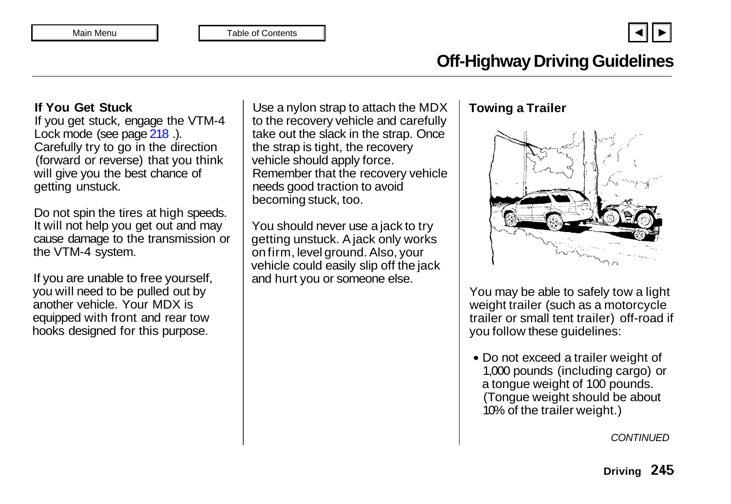## Off-Highway Driving Guidelines

**If You Get Stuck**

If you get stuck, engage the VTM-4 Lock mode (see page 218 .). Carefully try to go in the direction (forward or reverse) that you think will give you the best chance of getting unstuck.

Do not spin the tires at high speeds. It will not help you get out and may cause damage to the transmission or the VTM-4 system.

If you are unable to free yourself, you will need to be pulled out by another vehicle. Your MDX is equipped with front and rear tow hooks designed for this purpose.

Use a nylon strap to attach the MDX to the recovery vehicle and carefully take out the slack in the strap. Once the strap is tight, the recovery vehicle should apply force. Remember that the recovery vehicle needs good traction to avoid becoming stuck, too.

You should never use a jack to try getting unstuck. A jack only works on firm, level ground. Also, your vehicle could easily slip off the jack and hurt you or someone else.

**Towing a Trailer**

You may be able to safely tow a light weight trailer (such as a motorcycle trailer or small tent trailer) off-road if you follow these guidelines:

- Do not exceed a trailer weight of 1,000 pounds (including cargo) or a tongue weight of 100 pounds. (Tongue weight should be about 10% of the trailer weight.)

*CONTINUED*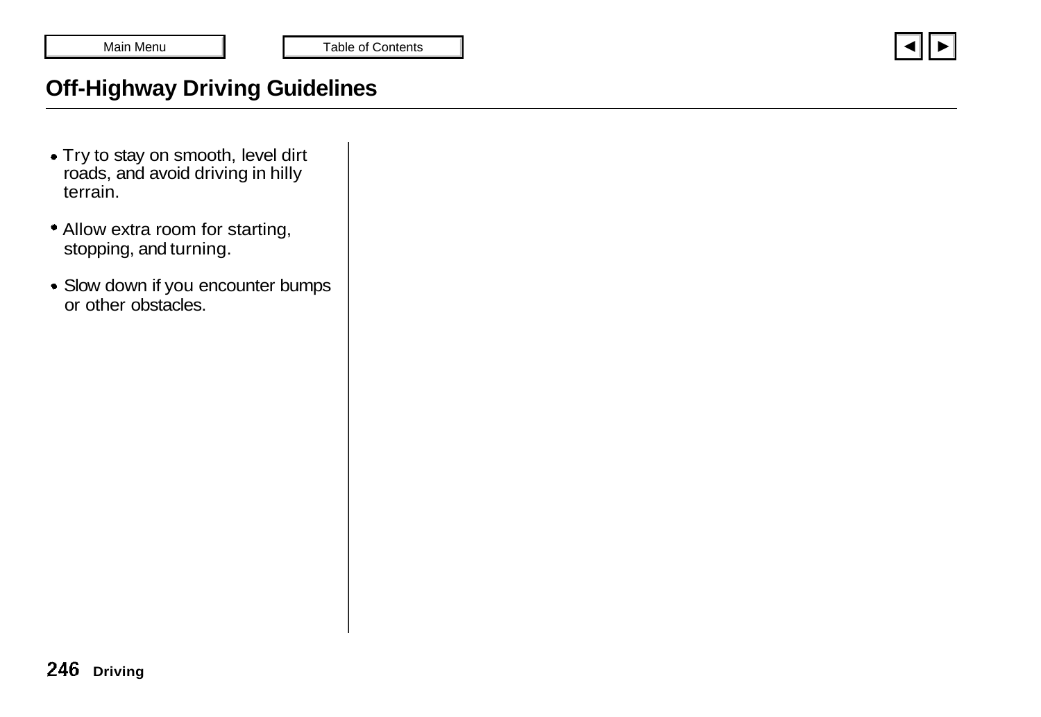# Off-Highway Driving Guidelines

- Try to stay on smooth, level dirt roads, and avoid driving in hilly terrain.
- Allow extra room for starting, stopping, and turning.
- Slow down if you encounter bumps or other obstacles.